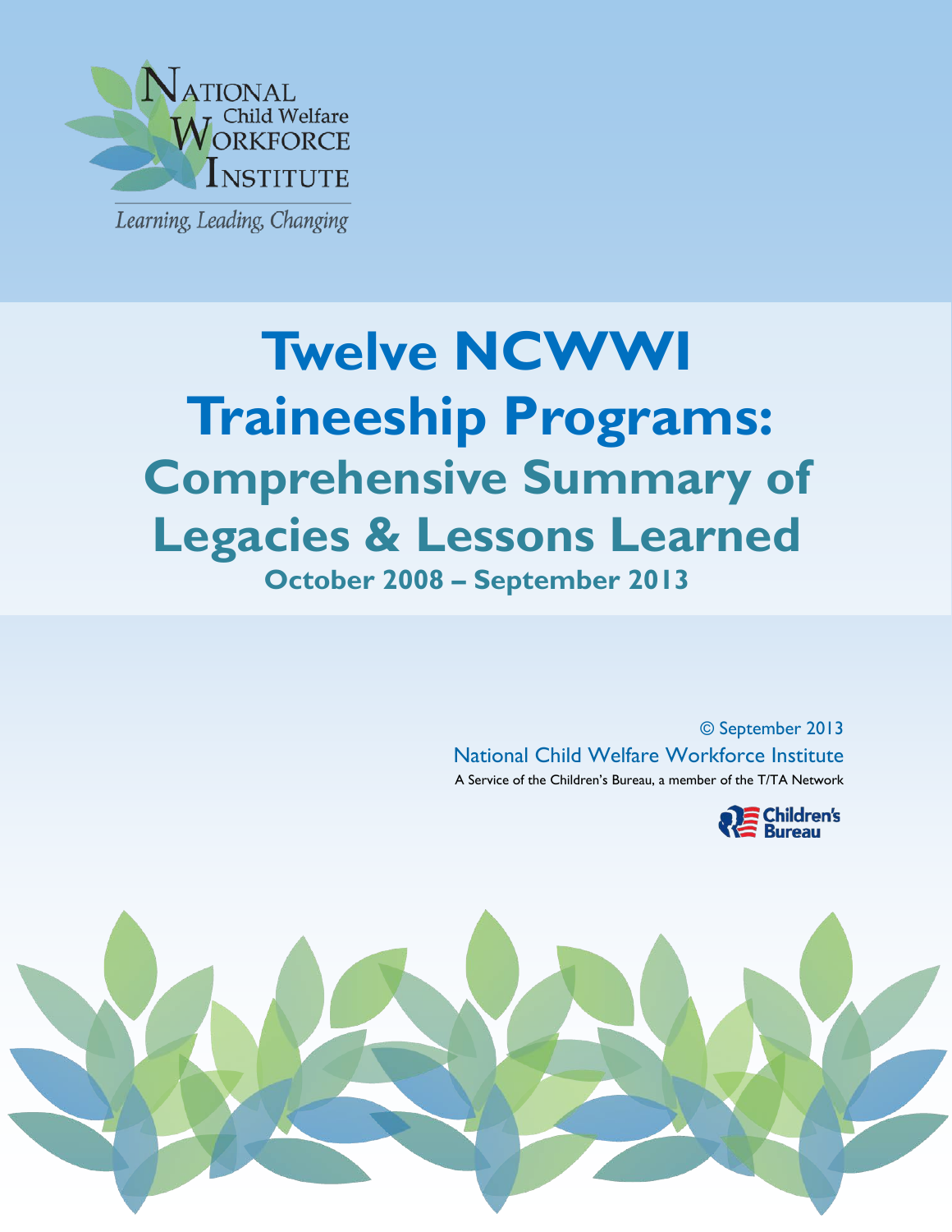National Child Welfare Workforce Institute

*Learning, Leading, Changing*

# Twelve NCWWI Traineeship Programs:

## Comprehensive Summary of Legacies & Lessons Learned

### October 2008 – September 2013

© September 2013

National Child Welfare Workforce Institute

A Service of the Children's Bureau, a member of the T/TA Network

Children's Bureau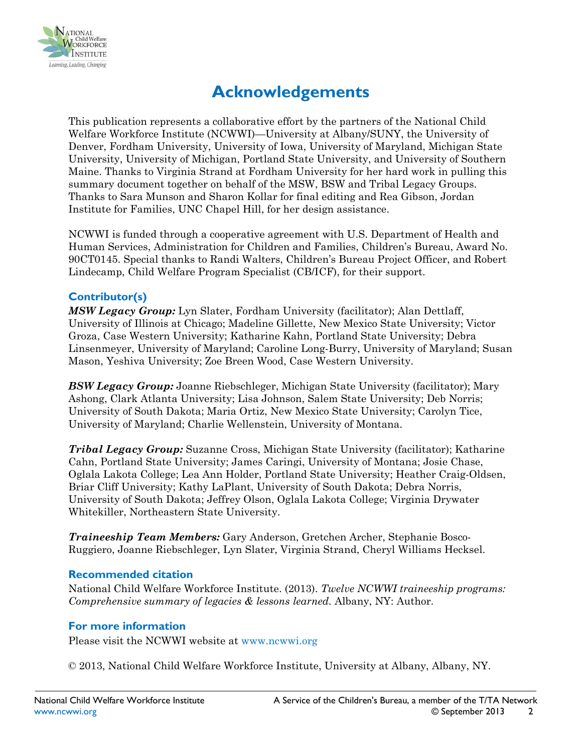# Acknowledgements

This publication represents a collaborative effort by the partners of the National Child Welfare Workforce Institute (NCWWI)—University at Albany/SUNY, the University of Denver, Fordham University, University of Iowa, University of Maryland, Michigan State University, University of Michigan, Portland State University, and University of Southern Maine. Thanks to Virginia Strand at Fordham University for her hard work in pulling this summary document together on behalf of the MSW, BSW and Tribal Legacy Groups. Thanks to Sara Munson and Sharon Kollar for final editing and Rea Gibson, Jordan Institute for Families, UNC Chapel Hill, for her design assistance.

NCWWI is funded through a cooperative agreement with U.S. Department of Health and Human Services, Administration for Children and Families, Children's Bureau, Award No. 90CT0145. Special thanks to Randi Walters, Children's Bureau Project Officer, and Robert Lindecamp, Child Welfare Program Specialist (CB/ICF), for their support.

### Contributor(s)

***MSW Legacy Group:*** Lyn Slater, Fordham University (facilitator); Alan Dettlaff, University of Illinois at Chicago; Madeline Gillette, New Mexico State University; Victor Groza, Case Western University; Katharine Kahn, Portland State University; Debra Linsenmeyer, University of Maryland; Caroline Long-Burry, University of Maryland; Susan Mason, Yeshiva University; Zoe Breen Wood, Case Western University.

***BSW Legacy Group:*** Joanne Riebschleger, Michigan State University (facilitator); Mary Ashong, Clark Atlanta University; Lisa Johnson, Salem State University; Deb Norris; University of South Dakota; Maria Ortiz, New Mexico State University; Carolyn Tice, University of Maryland; Charlie Wellenstein, University of Montana.

***Tribal Legacy Group:*** Suzanne Cross, Michigan State University (facilitator); Katharine Cahn, Portland State University; James Caringi, University of Montana; Josie Chase, Oglala Lakota College; Lea Ann Holder, Portland State University; Heather Craig-Oldsen, Briar Cliff University; Kathy LaPlant, University of South Dakota; Debra Norris, University of South Dakota; Jeffrey Olson, Oglala Lakota College; Virginia Drywater Whitekiller, Northeastern State University.

***Traineeship Team Members:*** Gary Anderson, Gretchen Archer, Stephanie Bosco-Ruggiero, Joanne Riebschleger, Lyn Slater, Virginia Strand, Cheryl Williams Hecksel.

### Recommended citation

National Child Welfare Workforce Institute. (2013). *Twelve NCWWI traineeship programs: Comprehensive summary of legacies & lessons learned.* Albany, NY: Author.

### For more information

Please visit the NCWWI website at www.ncwwi.org

© 2013, National Child Welfare Workforce Institute, University at Albany, Albany, NY.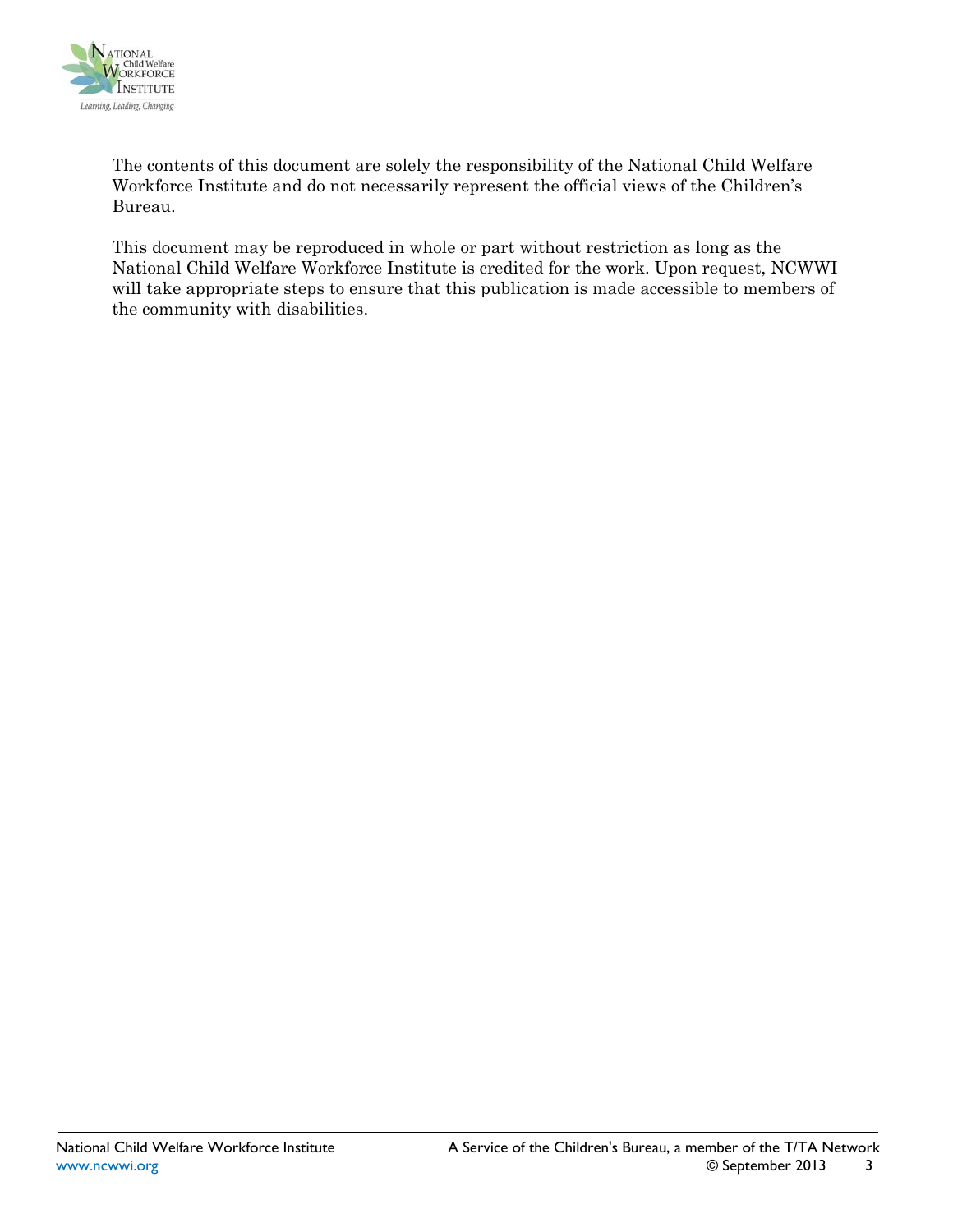The contents of this document are solely the responsibility of the National Child Welfare Workforce Institute and do not necessarily represent the official views of the Children's Bureau.

This document may be reproduced in whole or part without restriction as long as the National Child Welfare Workforce Institute is credited for the work. Upon request, NCWWI will take appropriate steps to ensure that this publication is made accessible to members of the community with disabilities.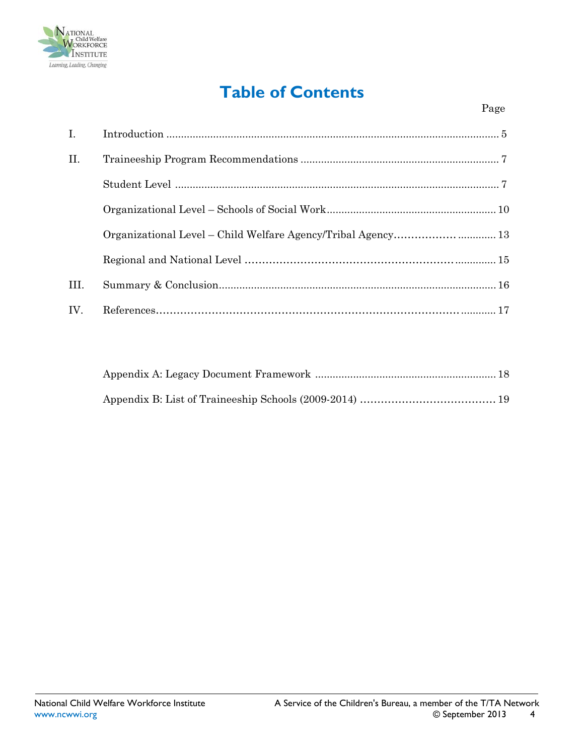# Table of Contents

| | | Page |
|---|---|---|
| I. | Introduction | 5 |
| II. | Traineeship Program Recommendations | 7 |
| | Student Level | 7 |
| | Organizational Level – Schools of Social Work | 10 |
| | Organizational Level – Child Welfare Agency/Tribal Agency | 13 |
| | Regional and National Level | 15 |
| III. | Summary & Conclusion | 16 |
| IV. | References | 17 |
| | Appendix A: Legacy Document Framework | 18 |
| | Appendix B: List of Traineeship Schools (2009-2014) | 19 |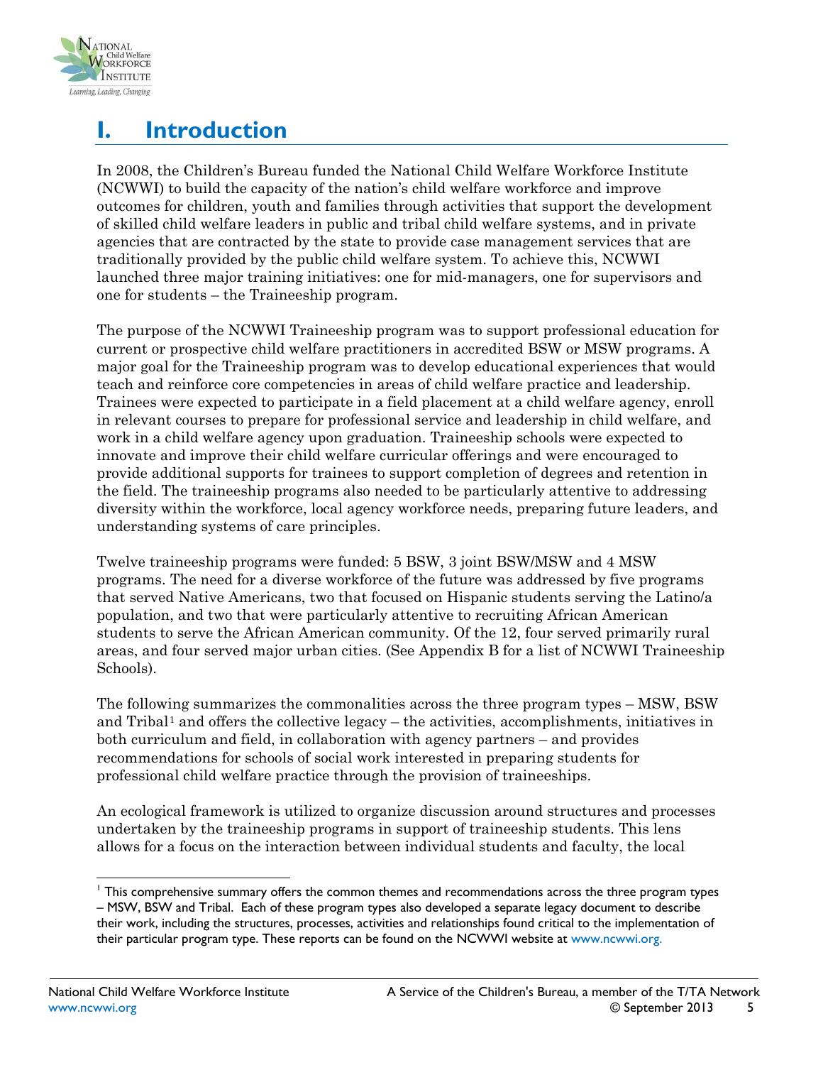# I. Introduction

In 2008, the Children's Bureau funded the National Child Welfare Workforce Institute (NCWWI) to build the capacity of the nation's child welfare workforce and improve outcomes for children, youth and families through activities that support the development of skilled child welfare leaders in public and tribal child welfare systems, and in private agencies that are contracted by the state to provide case management services that are traditionally provided by the public child welfare system. To achieve this, NCWWI launched three major training initiatives: one for mid-managers, one for supervisors and one for students – the Traineeship program.

The purpose of the NCWWI Traineeship program was to support professional education for current or prospective child welfare practitioners in accredited BSW or MSW programs. A major goal for the Traineeship program was to develop educational experiences that would teach and reinforce core competencies in areas of child welfare practice and leadership. Trainees were expected to participate in a field placement at a child welfare agency, enroll in relevant courses to prepare for professional service and leadership in child welfare, and work in a child welfare agency upon graduation. Traineeship schools were expected to innovate and improve their child welfare curricular offerings and were encouraged to provide additional supports for trainees to support completion of degrees and retention in the field. The traineeship programs also needed to be particularly attentive to addressing diversity within the workforce, local agency workforce needs, preparing future leaders, and understanding systems of care principles.

Twelve traineeship programs were funded: 5 BSW, 3 joint BSW/MSW and 4 MSW programs. The need for a diverse workforce of the future was addressed by five programs that served Native Americans, two that focused on Hispanic students serving the Latino/a population, and two that were particularly attentive to recruiting African American students to serve the African American community. Of the 12, four served primarily rural areas, and four served major urban cities. (See Appendix B for a list of NCWWI Traineeship Schools).

The following summarizes the commonalities across the three program types – MSW, BSW and Tribal[1] and offers the collective legacy – the activities, accomplishments, initiatives in both curriculum and field, in collaboration with agency partners – and provides recommendations for schools of social work interested in preparing students for professional child welfare practice through the provision of traineeships.

An ecological framework is utilized to organize discussion around structures and processes undertaken by the traineeship programs in support of traineeship students. This lens allows for a focus on the interaction between individual students and faculty, the local

---

[1] This comprehensive summary offers the common themes and recommendations across the three program types – MSW, BSW and Tribal. Each of these program types also developed a separate legacy document to describe their work, including the structures, processes, activities and relationships found critical to the implementation of their particular program type. These reports can be found on the NCWWI website at www.ncwwi.org.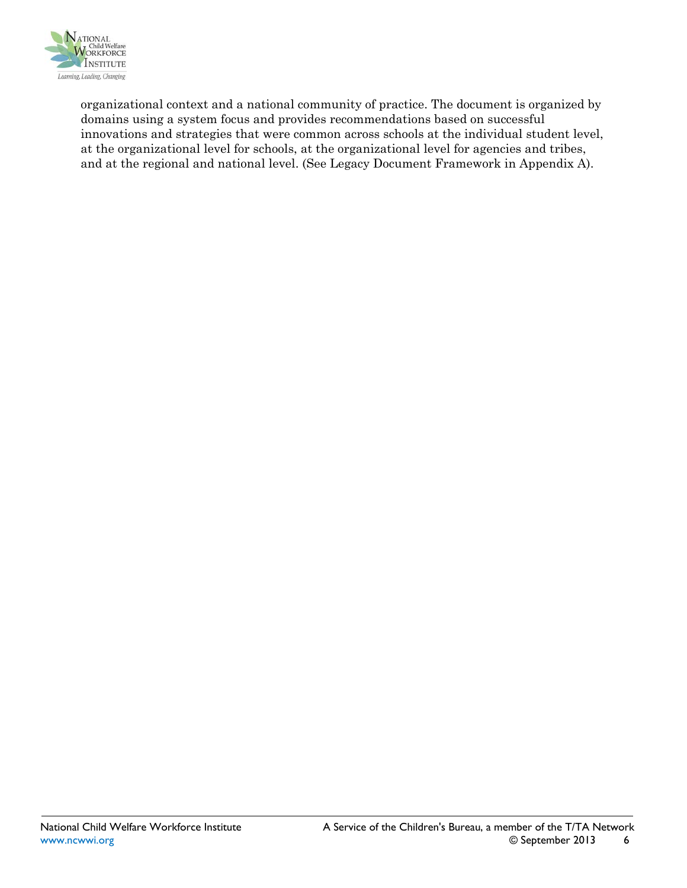organizational context and a national community of practice. The document is organized by domains using a system focus and provides recommendations based on successful innovations and strategies that were common across schools at the individual student level, at the organizational level for schools, at the organizational level for agencies and tribes, and at the regional and national level. (See Legacy Document Framework in Appendix A).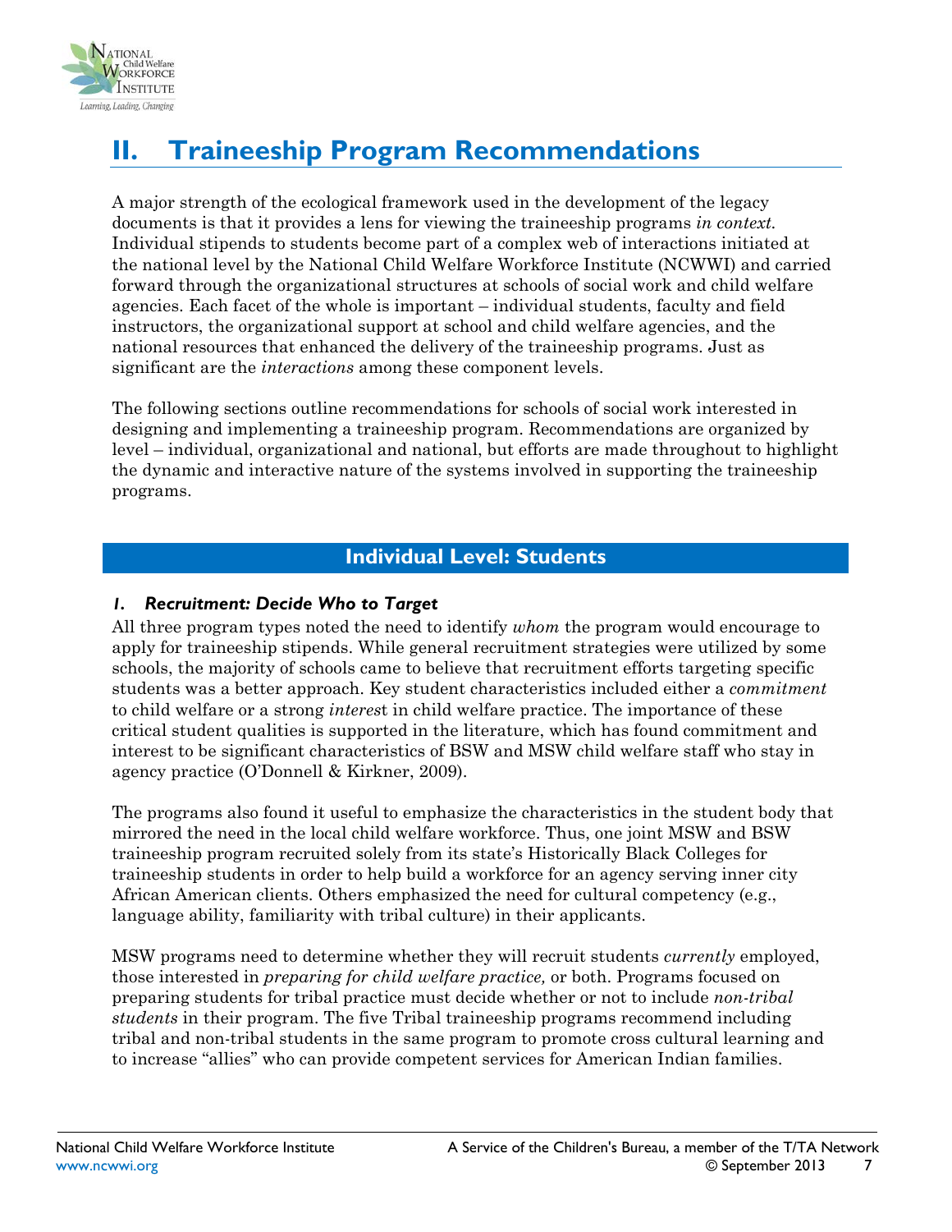# II. Traineeship Program Recommendations

A major strength of the ecological framework used in the development of the legacy documents is that it provides a lens for viewing the traineeship programs *in context*. Individual stipends to students become part of a complex web of interactions initiated at the national level by the National Child Welfare Workforce Institute (NCWWI) and carried forward through the organizational structures at schools of social work and child welfare agencies. Each facet of the whole is important – individual students, faculty and field instructors, the organizational support at school and child welfare agencies, and the national resources that enhanced the delivery of the traineeship programs. Just as significant are the *interactions* among these component levels.

The following sections outline recommendations for schools of social work interested in designing and implementing a traineeship program. Recommendations are organized by level – individual, organizational and national, but efforts are made throughout to highlight the dynamic and interactive nature of the systems involved in supporting the traineeship programs.

## Individual Level: Students

### *1. Recruitment: Decide Who to Target*

All three program types noted the need to identify *whom* the program would encourage to apply for traineeship stipends. While general recruitment strategies were utilized by some schools, the majority of schools came to believe that recruitment efforts targeting specific students was a better approach. Key student characteristics included either a *commitment* to child welfare or a strong *interest* in child welfare practice. The importance of these critical student qualities is supported in the literature, which has found commitment and interest to be significant characteristics of BSW and MSW child welfare staff who stay in agency practice (O'Donnell & Kirkner, 2009).

The programs also found it useful to emphasize the characteristics in the student body that mirrored the need in the local child welfare workforce. Thus, one joint MSW and BSW traineeship program recruited solely from its state's Historically Black Colleges for traineeship students in order to help build a workforce for an agency serving inner city African American clients. Others emphasized the need for cultural competency (e.g., language ability, familiarity with tribal culture) in their applicants.

MSW programs need to determine whether they will recruit students *currently* employed, those interested in *preparing for child welfare practice,* or both. Programs focused on preparing students for tribal practice must decide whether or not to include *non-tribal students* in their program. The five Tribal traineeship programs recommend including tribal and non-tribal students in the same program to promote cross cultural learning and to increase "allies" who can provide competent services for American Indian families.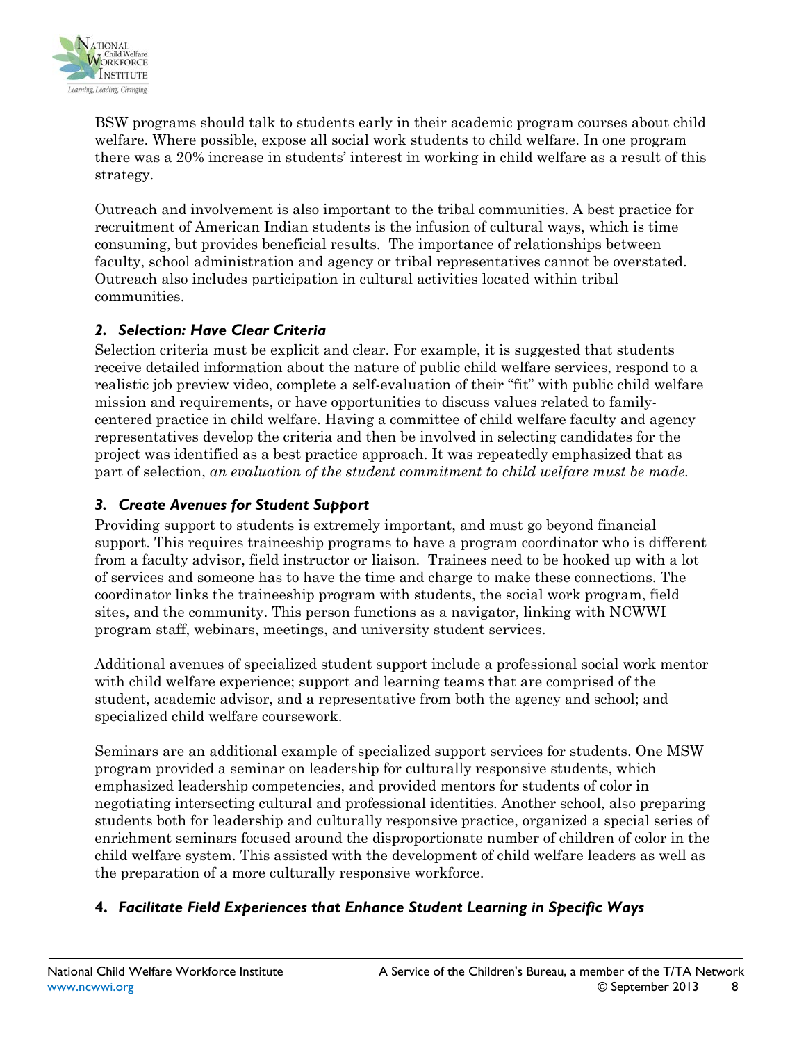BSW programs should talk to students early in their academic program courses about child welfare. Where possible, expose all social work students to child welfare. In one program there was a 20% increase in students' interest in working in child welfare as a result of this strategy.

Outreach and involvement is also important to the tribal communities. A best practice for recruitment of American Indian students is the infusion of cultural ways, which is time consuming, but provides beneficial results. The importance of relationships between faculty, school administration and agency or tribal representatives cannot be overstated. Outreach also includes participation in cultural activities located within tribal communities.

### *2. Selection: Have Clear Criteria*

Selection criteria must be explicit and clear. For example, it is suggested that students receive detailed information about the nature of public child welfare services, respond to a realistic job preview video, complete a self-evaluation of their "fit" with public child welfare mission and requirements, or have opportunities to discuss values related to family-centered practice in child welfare. Having a committee of child welfare faculty and agency representatives develop the criteria and then be involved in selecting candidates for the project was identified as a best practice approach. It was repeatedly emphasized that as part of selection, *an evaluation of the student commitment to child welfare must be made.*

### *3. Create Avenues for Student Support*

Providing support to students is extremely important, and must go beyond financial support. This requires traineeship programs to have a program coordinator who is different from a faculty advisor, field instructor or liaison. Trainees need to be hooked up with a lot of services and someone has to have the time and charge to make these connections. The coordinator links the traineeship program with students, the social work program, field sites, and the community. This person functions as a navigator, linking with NCWWI program staff, webinars, meetings, and university student services.

Additional avenues of specialized student support include a professional social work mentor with child welfare experience; support and learning teams that are comprised of the student, academic advisor, and a representative from both the agency and school; and specialized child welfare coursework.

Seminars are an additional example of specialized support services for students. One MSW program provided a seminar on leadership for culturally responsive students, which emphasized leadership competencies, and provided mentors for students of color in negotiating intersecting cultural and professional identities. Another school, also preparing students both for leadership and culturally responsive practice, organized a special series of enrichment seminars focused around the disproportionate number of children of color in the child welfare system. This assisted with the development of child welfare leaders as well as the preparation of a more culturally responsive workforce.

### *4. Facilitate Field Experiences that Enhance Student Learning in Specific Ways*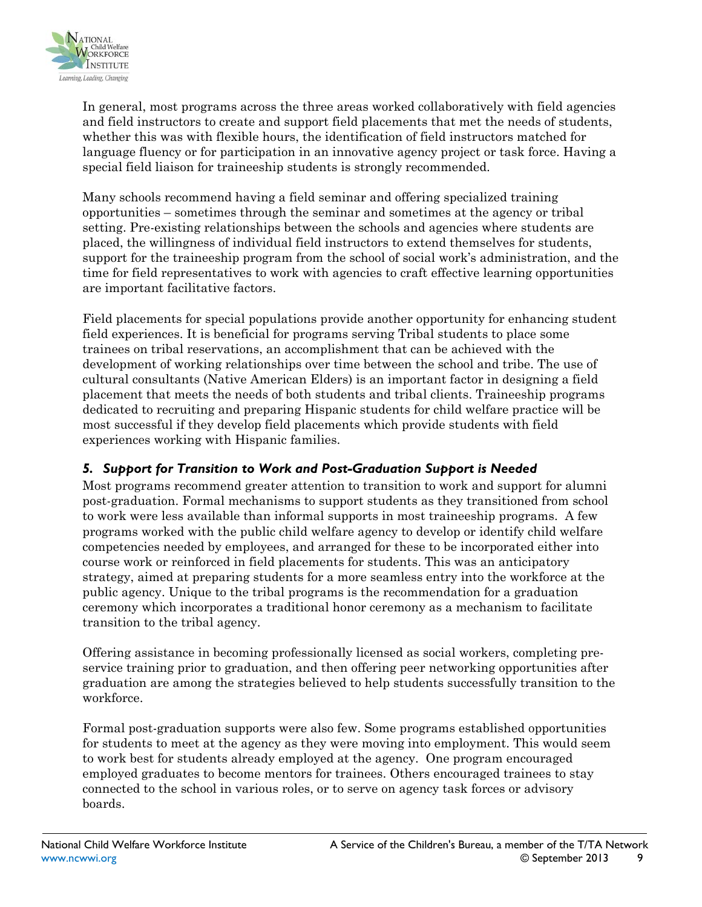In general, most programs across the three areas worked collaboratively with field agencies and field instructors to create and support field placements that met the needs of students, whether this was with flexible hours, the identification of field instructors matched for language fluency or for participation in an innovative agency project or task force. Having a special field liaison for traineeship students is strongly recommended.

Many schools recommend having a field seminar and offering specialized training opportunities – sometimes through the seminar and sometimes at the agency or tribal setting. Pre-existing relationships between the schools and agencies where students are placed, the willingness of individual field instructors to extend themselves for students, support for the traineeship program from the school of social work's administration, and the time for field representatives to work with agencies to craft effective learning opportunities are important facilitative factors.

Field placements for special populations provide another opportunity for enhancing student field experiences. It is beneficial for programs serving Tribal students to place some trainees on tribal reservations, an accomplishment that can be achieved with the development of working relationships over time between the school and tribe. The use of cultural consultants (Native American Elders) is an important factor in designing a field placement that meets the needs of both students and tribal clients. Traineeship programs dedicated to recruiting and preparing Hispanic students for child welfare practice will be most successful if they develop field placements which provide students with field experiences working with Hispanic families.

### *5. Support for Transition to Work and Post-Graduation Support is Needed*

Most programs recommend greater attention to transition to work and support for alumni post-graduation. Formal mechanisms to support students as they transitioned from school to work were less available than informal supports in most traineeship programs. A few programs worked with the public child welfare agency to develop or identify child welfare competencies needed by employees, and arranged for these to be incorporated either into course work or reinforced in field placements for students. This was an anticipatory strategy, aimed at preparing students for a more seamless entry into the workforce at the public agency. Unique to the tribal programs is the recommendation for a graduation ceremony which incorporates a traditional honor ceremony as a mechanism to facilitate transition to the tribal agency.

Offering assistance in becoming professionally licensed as social workers, completing pre-service training prior to graduation, and then offering peer networking opportunities after graduation are among the strategies believed to help students successfully transition to the workforce.

Formal post-graduation supports were also few. Some programs established opportunities for students to meet at the agency as they were moving into employment. This would seem to work best for students already employed at the agency. One program encouraged employed graduates to become mentors for trainees. Others encouraged trainees to stay connected to the school in various roles, or to serve on agency task forces or advisory boards.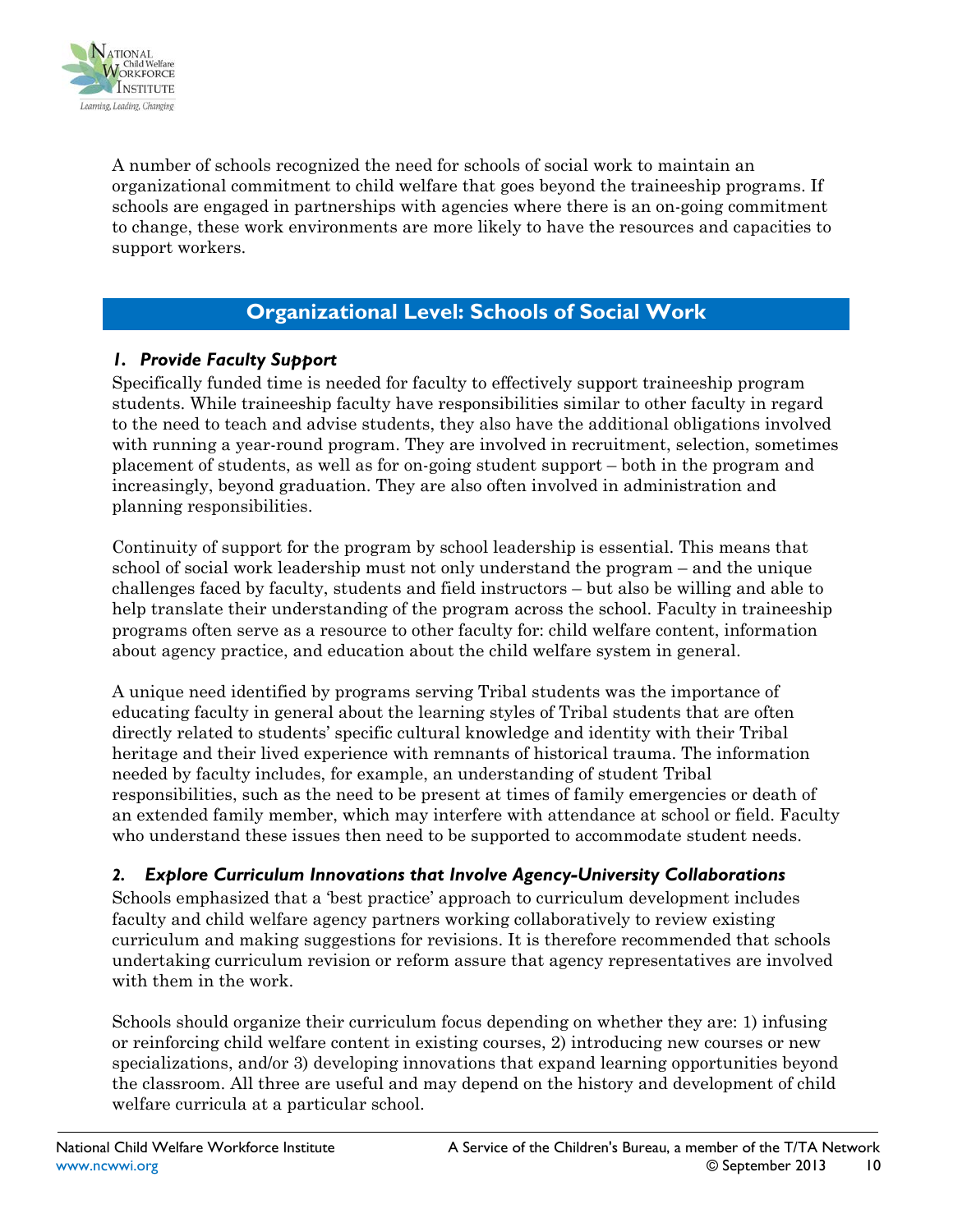A number of schools recognized the need for schools of social work to maintain an organizational commitment to child welfare that goes beyond the traineeship programs. If schools are engaged in partnerships with agencies where there is an on-going commitment to change, these work environments are more likely to have the resources and capacities to support workers.

## Organizational Level: Schools of Social Work

### *1. Provide Faculty Support*

Specifically funded time is needed for faculty to effectively support traineeship program students. While traineeship faculty have responsibilities similar to other faculty in regard to the need to teach and advise students, they also have the additional obligations involved with running a year-round program. They are involved in recruitment, selection, sometimes placement of students, as well as for on-going student support – both in the program and increasingly, beyond graduation. They are also often involved in administration and planning responsibilities.

Continuity of support for the program by school leadership is essential. This means that school of social work leadership must not only understand the program – and the unique challenges faced by faculty, students and field instructors – but also be willing and able to help translate their understanding of the program across the school. Faculty in traineeship programs often serve as a resource to other faculty for: child welfare content, information about agency practice, and education about the child welfare system in general.

A unique need identified by programs serving Tribal students was the importance of educating faculty in general about the learning styles of Tribal students that are often directly related to students' specific cultural knowledge and identity with their Tribal heritage and their lived experience with remnants of historical trauma. The information needed by faculty includes, for example, an understanding of student Tribal responsibilities, such as the need to be present at times of family emergencies or death of an extended family member, which may interfere with attendance at school or field. Faculty who understand these issues then need to be supported to accommodate student needs.

### *2. Explore Curriculum Innovations that Involve Agency-University Collaborations*

Schools emphasized that a 'best practice' approach to curriculum development includes faculty and child welfare agency partners working collaboratively to review existing curriculum and making suggestions for revisions. It is therefore recommended that schools undertaking curriculum revision or reform assure that agency representatives are involved with them in the work.

Schools should organize their curriculum focus depending on whether they are: 1) infusing or reinforcing child welfare content in existing courses, 2) introducing new courses or new specializations, and/or 3) developing innovations that expand learning opportunities beyond the classroom. All three are useful and may depend on the history and development of child welfare curricula at a particular school.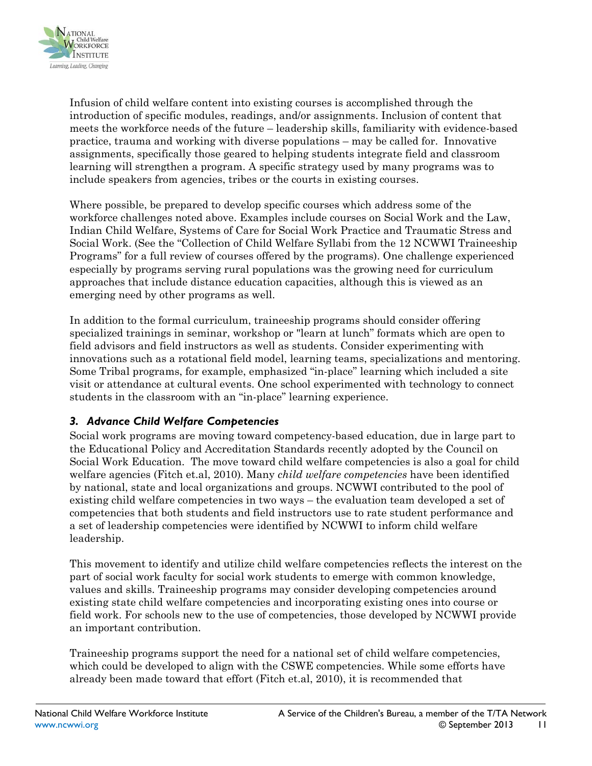Infusion of child welfare content into existing courses is accomplished through the introduction of specific modules, readings, and/or assignments. Inclusion of content that meets the workforce needs of the future – leadership skills, familiarity with evidence-based practice, trauma and working with diverse populations – may be called for. Innovative assignments, specifically those geared to helping students integrate field and classroom learning will strengthen a program. A specific strategy used by many programs was to include speakers from agencies, tribes or the courts in existing courses.

Where possible, be prepared to develop specific courses which address some of the workforce challenges noted above. Examples include courses on Social Work and the Law, Indian Child Welfare, Systems of Care for Social Work Practice and Traumatic Stress and Social Work. (See the "Collection of Child Welfare Syllabi from the 12 NCWWI Traineeship Programs" for a full review of courses offered by the programs). One challenge experienced especially by programs serving rural populations was the growing need for curriculum approaches that include distance education capacities, although this is viewed as an emerging need by other programs as well.

In addition to the formal curriculum, traineeship programs should consider offering specialized trainings in seminar, workshop or "learn at lunch" formats which are open to field advisors and field instructors as well as students. Consider experimenting with innovations such as a rotational field model, learning teams, specializations and mentoring. Some Tribal programs, for example, emphasized "in-place" learning which included a site visit or attendance at cultural events. One school experimented with technology to connect students in the classroom with an "in-place" learning experience.

### *3. Advance Child Welfare Competencies*

Social work programs are moving toward competency-based education, due in large part to the Educational Policy and Accreditation Standards recently adopted by the Council on Social Work Education. The move toward child welfare competencies is also a goal for child welfare agencies (Fitch et.al, 2010). Many *child welfare competencies* have been identified by national, state and local organizations and groups. NCWWI contributed to the pool of existing child welfare competencies in two ways – the evaluation team developed a set of competencies that both students and field instructors use to rate student performance and a set of leadership competencies were identified by NCWWI to inform child welfare leadership.

This movement to identify and utilize child welfare competencies reflects the interest on the part of social work faculty for social work students to emerge with common knowledge, values and skills. Traineeship programs may consider developing competencies around existing state child welfare competencies and incorporating existing ones into course or field work. For schools new to the use of competencies, those developed by NCWWI provide an important contribution.

Traineeship programs support the need for a national set of child welfare competencies, which could be developed to align with the CSWE competencies. While some efforts have already been made toward that effort (Fitch et.al, 2010), it is recommended that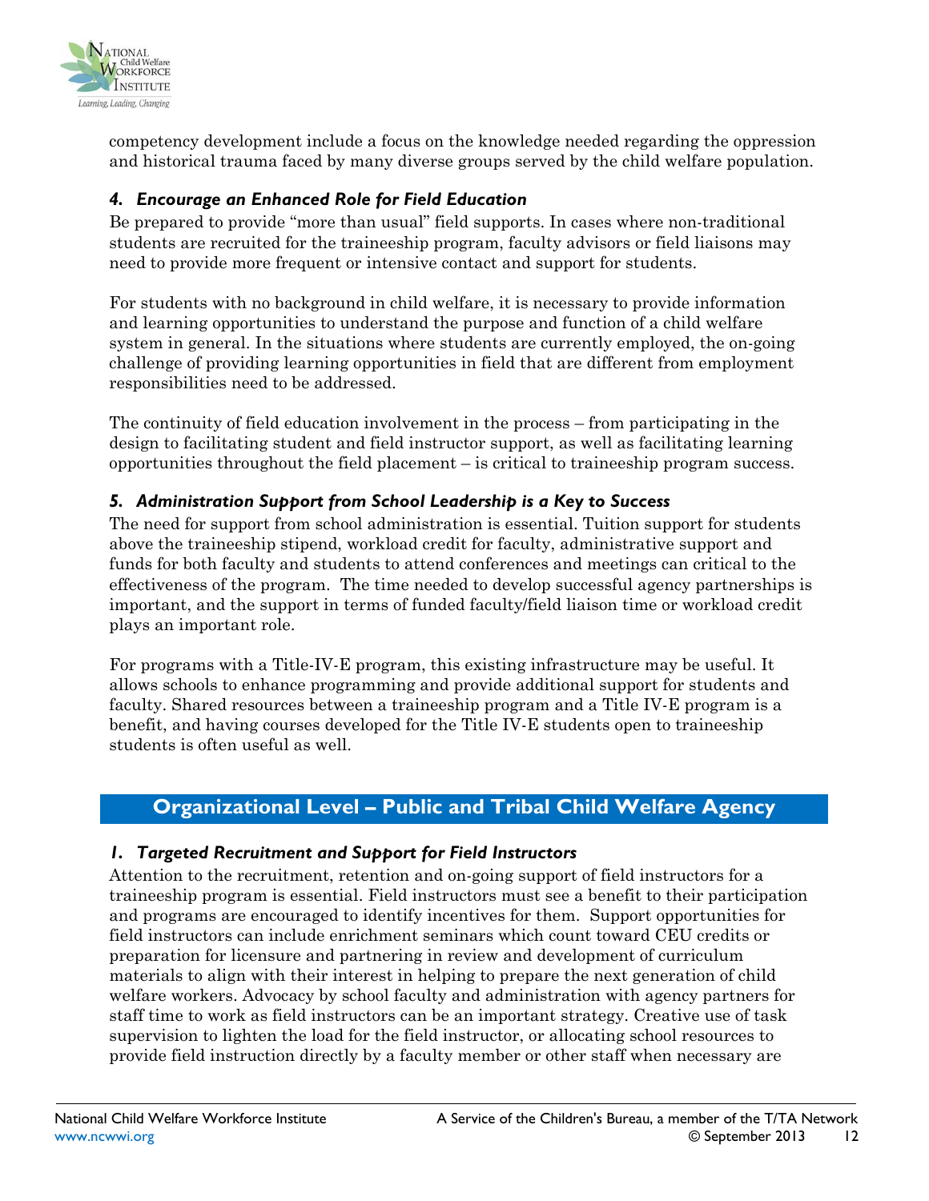competency development include a focus on the knowledge needed regarding the oppression and historical trauma faced by many diverse groups served by the child welfare population.

### *4. Encourage an Enhanced Role for Field Education*

Be prepared to provide "more than usual" field supports. In cases where non-traditional students are recruited for the traineeship program, faculty advisors or field liaisons may need to provide more frequent or intensive contact and support for students.

For students with no background in child welfare, it is necessary to provide information and learning opportunities to understand the purpose and function of a child welfare system in general. In the situations where students are currently employed, the on-going challenge of providing learning opportunities in field that are different from employment responsibilities need to be addressed.

The continuity of field education involvement in the process – from participating in the design to facilitating student and field instructor support, as well as facilitating learning opportunities throughout the field placement – is critical to traineeship program success.

### *5. Administration Support from School Leadership is a Key to Success*

The need for support from school administration is essential. Tuition support for students above the traineeship stipend, workload credit for faculty, administrative support and funds for both faculty and students to attend conferences and meetings can critical to the effectiveness of the program. The time needed to develop successful agency partnerships is important, and the support in terms of funded faculty/field liaison time or workload credit plays an important role.

For programs with a Title-IV-E program, this existing infrastructure may be useful. It allows schools to enhance programming and provide additional support for students and faculty. Shared resources between a traineeship program and a Title IV-E program is a benefit, and having courses developed for the Title IV-E students open to traineeship students is often useful as well.

## Organizational Level – Public and Tribal Child Welfare Agency

### *1. Targeted Recruitment and Support for Field Instructors*

Attention to the recruitment, retention and on-going support of field instructors for a traineeship program is essential. Field instructors must see a benefit to their participation and programs are encouraged to identify incentives for them. Support opportunities for field instructors can include enrichment seminars which count toward CEU credits or preparation for licensure and partnering in review and development of curriculum materials to align with their interest in helping to prepare the next generation of child welfare workers. Advocacy by school faculty and administration with agency partners for staff time to work as field instructors can be an important strategy. Creative use of task supervision to lighten the load for the field instructor, or allocating school resources to provide field instruction directly by a faculty member or other staff when necessary are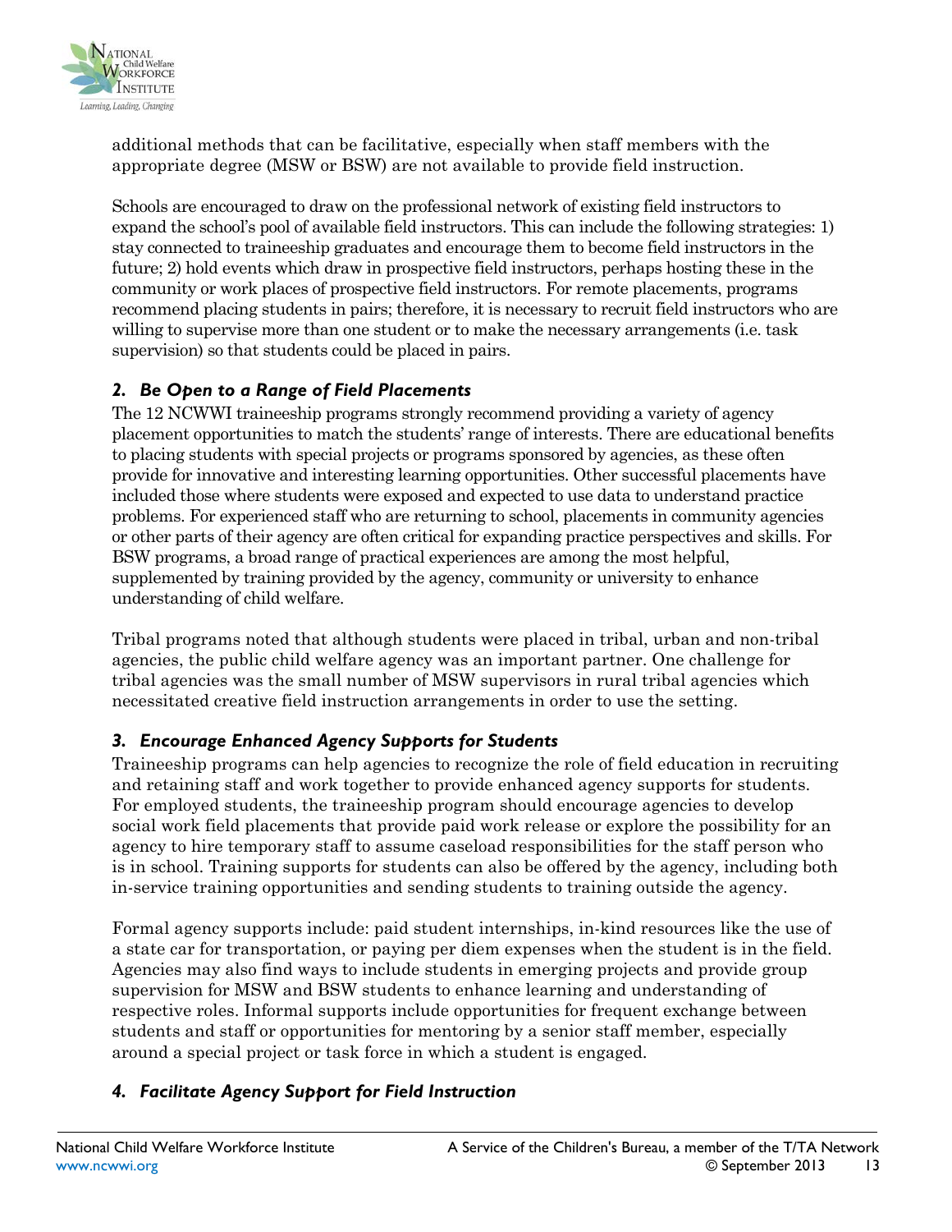additional methods that can be facilitative, especially when staff members with the appropriate degree (MSW or BSW) are not available to provide field instruction.

Schools are encouraged to draw on the professional network of existing field instructors to expand the school's pool of available field instructors. This can include the following strategies: 1) stay connected to traineeship graduates and encourage them to become field instructors in the future; 2) hold events which draw in prospective field instructors, perhaps hosting these in the community or work places of prospective field instructors. For remote placements, programs recommend placing students in pairs; therefore, it is necessary to recruit field instructors who are willing to supervise more than one student or to make the necessary arrangements (i.e. task supervision) so that students could be placed in pairs.

### *2. Be Open to a Range of Field Placements*

The 12 NCWWI traineeship programs strongly recommend providing a variety of agency placement opportunities to match the students' range of interests. There are educational benefits to placing students with special projects or programs sponsored by agencies, as these often provide for innovative and interesting learning opportunities. Other successful placements have included those where students were exposed and expected to use data to understand practice problems. For experienced staff who are returning to school, placements in community agencies or other parts of their agency are often critical for expanding practice perspectives and skills. For BSW programs, a broad range of practical experiences are among the most helpful, supplemented by training provided by the agency, community or university to enhance understanding of child welfare.

Tribal programs noted that although students were placed in tribal, urban and non-tribal agencies, the public child welfare agency was an important partner. One challenge for tribal agencies was the small number of MSW supervisors in rural tribal agencies which necessitated creative field instruction arrangements in order to use the setting.

### *3. Encourage Enhanced Agency Supports for Students*

Traineeship programs can help agencies to recognize the role of field education in recruiting and retaining staff and work together to provide enhanced agency supports for students. For employed students, the traineeship program should encourage agencies to develop social work field placements that provide paid work release or explore the possibility for an agency to hire temporary staff to assume caseload responsibilities for the staff person who is in school. Training supports for students can also be offered by the agency, including both in-service training opportunities and sending students to training outside the agency.

Formal agency supports include: paid student internships, in-kind resources like the use of a state car for transportation, or paying per diem expenses when the student is in the field. Agencies may also find ways to include students in emerging projects and provide group supervision for MSW and BSW students to enhance learning and understanding of respective roles. Informal supports include opportunities for frequent exchange between students and staff or opportunities for mentoring by a senior staff member, especially around a special project or task force in which a student is engaged.

### *4. Facilitate Agency Support for Field Instruction*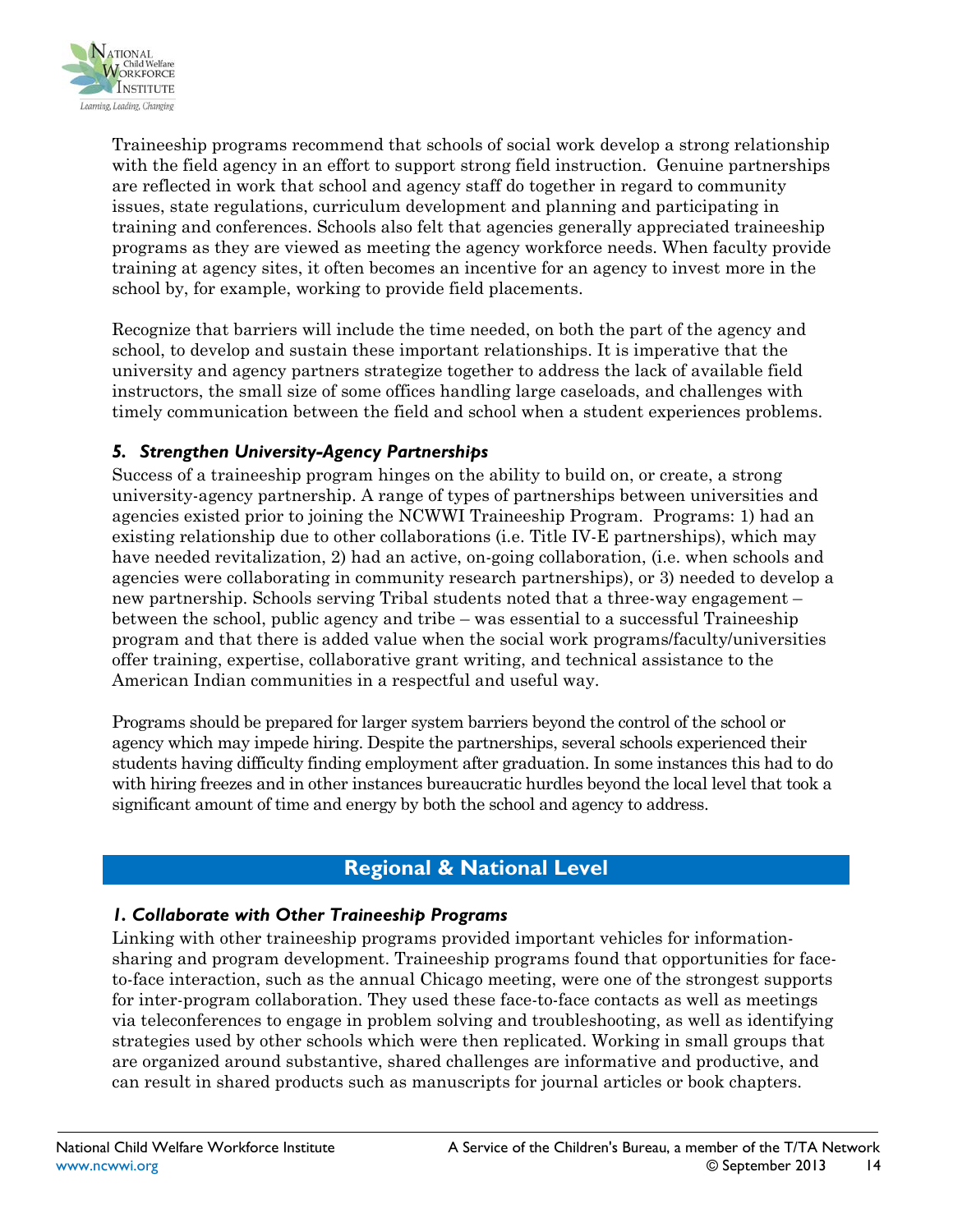Traineeship programs recommend that schools of social work develop a strong relationship with the field agency in an effort to support strong field instruction. Genuine partnerships are reflected in work that school and agency staff do together in regard to community issues, state regulations, curriculum development and planning and participating in training and conferences. Schools also felt that agencies generally appreciated traineeship programs as they are viewed as meeting the agency workforce needs. When faculty provide training at agency sites, it often becomes an incentive for an agency to invest more in the school by, for example, working to provide field placements.

Recognize that barriers will include the time needed, on both the part of the agency and school, to develop and sustain these important relationships. It is imperative that the university and agency partners strategize together to address the lack of available field instructors, the small size of some offices handling large caseloads, and challenges with timely communication between the field and school when a student experiences problems.

### *5. Strengthen University-Agency Partnerships*

Success of a traineeship program hinges on the ability to build on, or create, a strong university-agency partnership. A range of types of partnerships between universities and agencies existed prior to joining the NCWWI Traineeship Program. Programs: 1) had an existing relationship due to other collaborations (i.e. Title IV-E partnerships), which may have needed revitalization, 2) had an active, on-going collaboration, (i.e. when schools and agencies were collaborating in community research partnerships), or 3) needed to develop a new partnership. Schools serving Tribal students noted that a three-way engagement – between the school, public agency and tribe – was essential to a successful Traineeship program and that there is added value when the social work programs/faculty/universities offer training, expertise, collaborative grant writing, and technical assistance to the American Indian communities in a respectful and useful way.

Programs should be prepared for larger system barriers beyond the control of the school or agency which may impede hiring. Despite the partnerships, several schools experienced their students having difficulty finding employment after graduation. In some instances this had to do with hiring freezes and in other instances bureaucratic hurdles beyond the local level that took a significant amount of time and energy by both the school and agency to address.

## Regional & National Level

### *1. Collaborate with Other Traineeship Programs*

Linking with other traineeship programs provided important vehicles for information-sharing and program development. Traineeship programs found that opportunities for face-to-face interaction, such as the annual Chicago meeting, were one of the strongest supports for inter-program collaboration. They used these face-to-face contacts as well as meetings via teleconferences to engage in problem solving and troubleshooting, as well as identifying strategies used by other schools which were then replicated. Working in small groups that are organized around substantive, shared challenges are informative and productive, and can result in shared products such as manuscripts for journal articles or book chapters.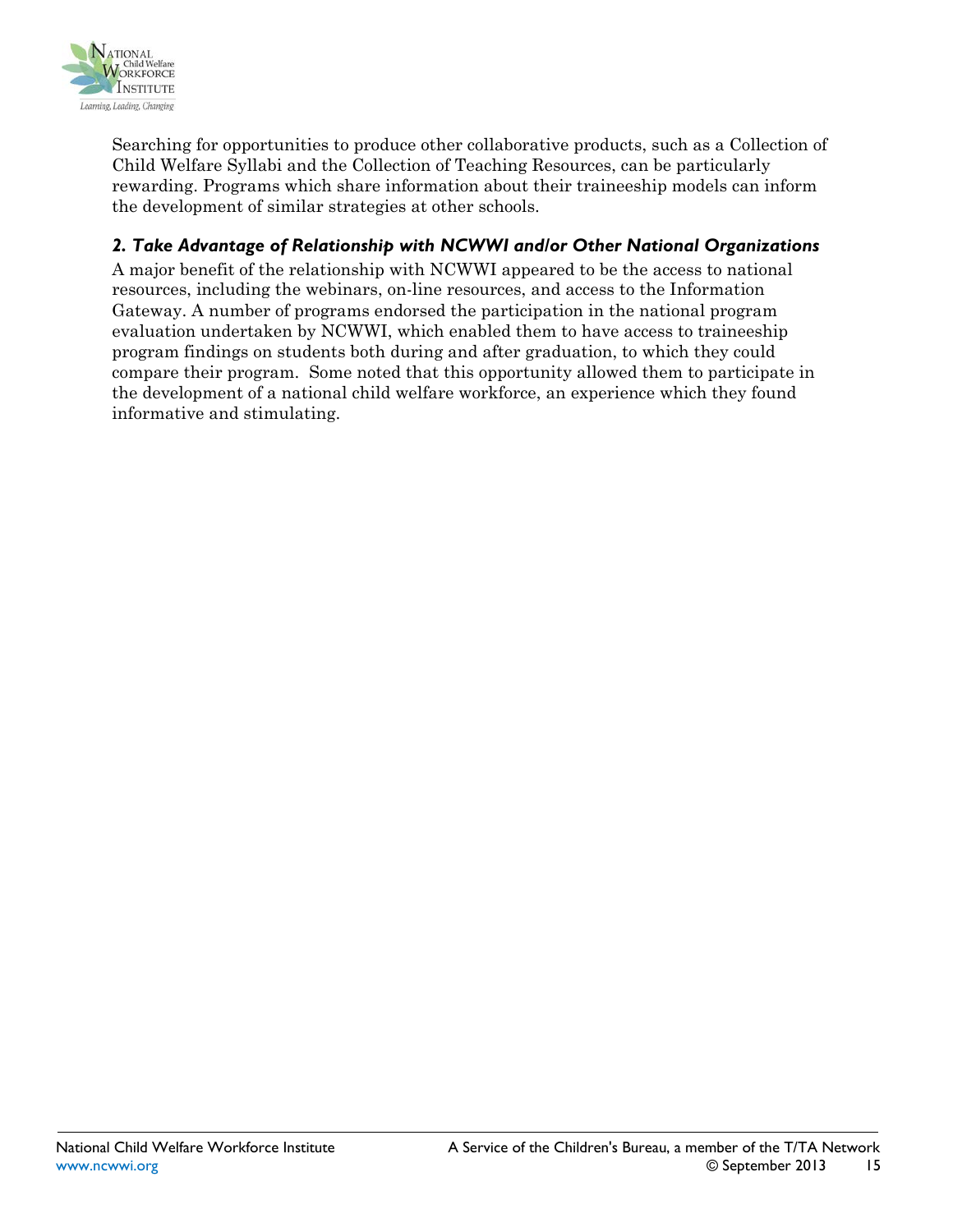Searching for opportunities to produce other collaborative products, such as a Collection of Child Welfare Syllabi and the Collection of Teaching Resources, can be particularly rewarding. Programs which share information about their traineeship models can inform the development of similar strategies at other schools.

### *2. Take Advantage of Relationship with NCWWI and/or Other National Organizations*

A major benefit of the relationship with NCWWI appeared to be the access to national resources, including the webinars, on-line resources, and access to the Information Gateway. A number of programs endorsed the participation in the national program evaluation undertaken by NCWWI, which enabled them to have access to traineeship program findings on students both during and after graduation, to which they could compare their program. Some noted that this opportunity allowed them to participate in the development of a national child welfare workforce, an experience which they found informative and stimulating.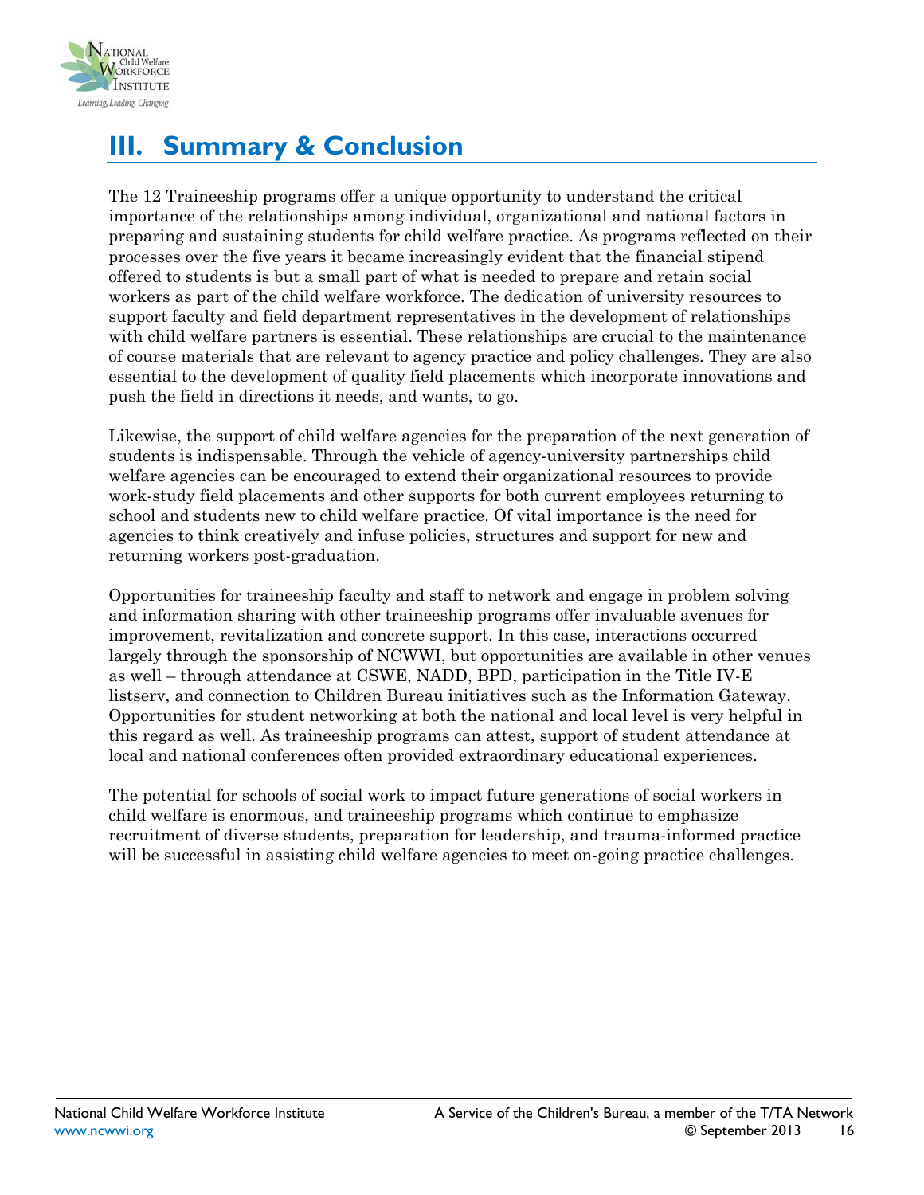# III. Summary & Conclusion

The 12 Traineeship programs offer a unique opportunity to understand the critical importance of the relationships among individual, organizational and national factors in preparing and sustaining students for child welfare practice. As programs reflected on their processes over the five years it became increasingly evident that the financial stipend offered to students is but a small part of what is needed to prepare and retain social workers as part of the child welfare workforce. The dedication of university resources to support faculty and field department representatives in the development of relationships with child welfare partners is essential. These relationships are crucial to the maintenance of course materials that are relevant to agency practice and policy challenges. They are also essential to the development of quality field placements which incorporate innovations and push the field in directions it needs, and wants, to go.

Likewise, the support of child welfare agencies for the preparation of the next generation of students is indispensable. Through the vehicle of agency-university partnerships child welfare agencies can be encouraged to extend their organizational resources to provide work-study field placements and other supports for both current employees returning to school and students new to child welfare practice. Of vital importance is the need for agencies to think creatively and infuse policies, structures and support for new and returning workers post-graduation.

Opportunities for traineeship faculty and staff to network and engage in problem solving and information sharing with other traineeship programs offer invaluable avenues for improvement, revitalization and concrete support. In this case, interactions occurred largely through the sponsorship of NCWWI, but opportunities are available in other venues as well – through attendance at CSWE, NADD, BPD, participation in the Title IV-E listserv, and connection to Children Bureau initiatives such as the Information Gateway. Opportunities for student networking at both the national and local level is very helpful in this regard as well. As traineeship programs can attest, support of student attendance at local and national conferences often provided extraordinary educational experiences.

The potential for schools of social work to impact future generations of social workers in child welfare is enormous, and traineeship programs which continue to emphasize recruitment of diverse students, preparation for leadership, and trauma-informed practice will be successful in assisting child welfare agencies to meet on-going practice challenges.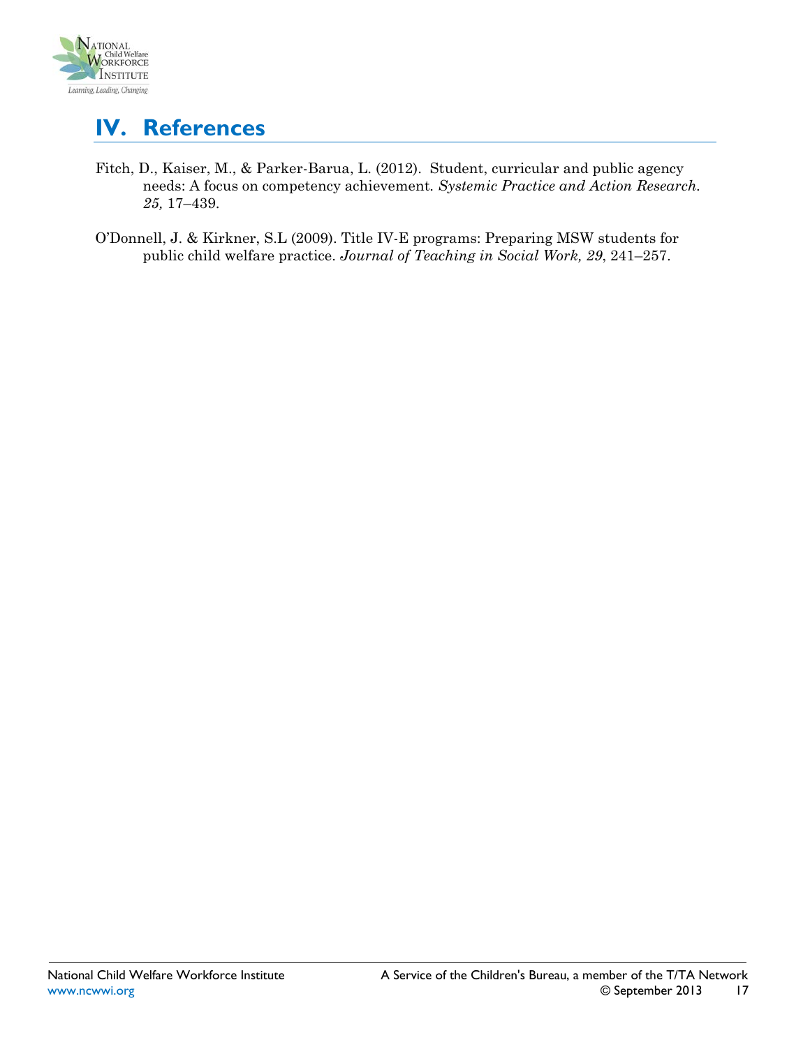# IV. References

Fitch, D., Kaiser, M., & Parker-Barua, L. (2012). Student, curricular and public agency needs: A focus on competency achievement. *Systemic Practice and Action Research. 25,* 17–439.

O'Donnell, J. & Kirkner, S.L (2009). Title IV-E programs: Preparing MSW students for public child welfare practice. *Journal of Teaching in Social Work, 29*, 241–257.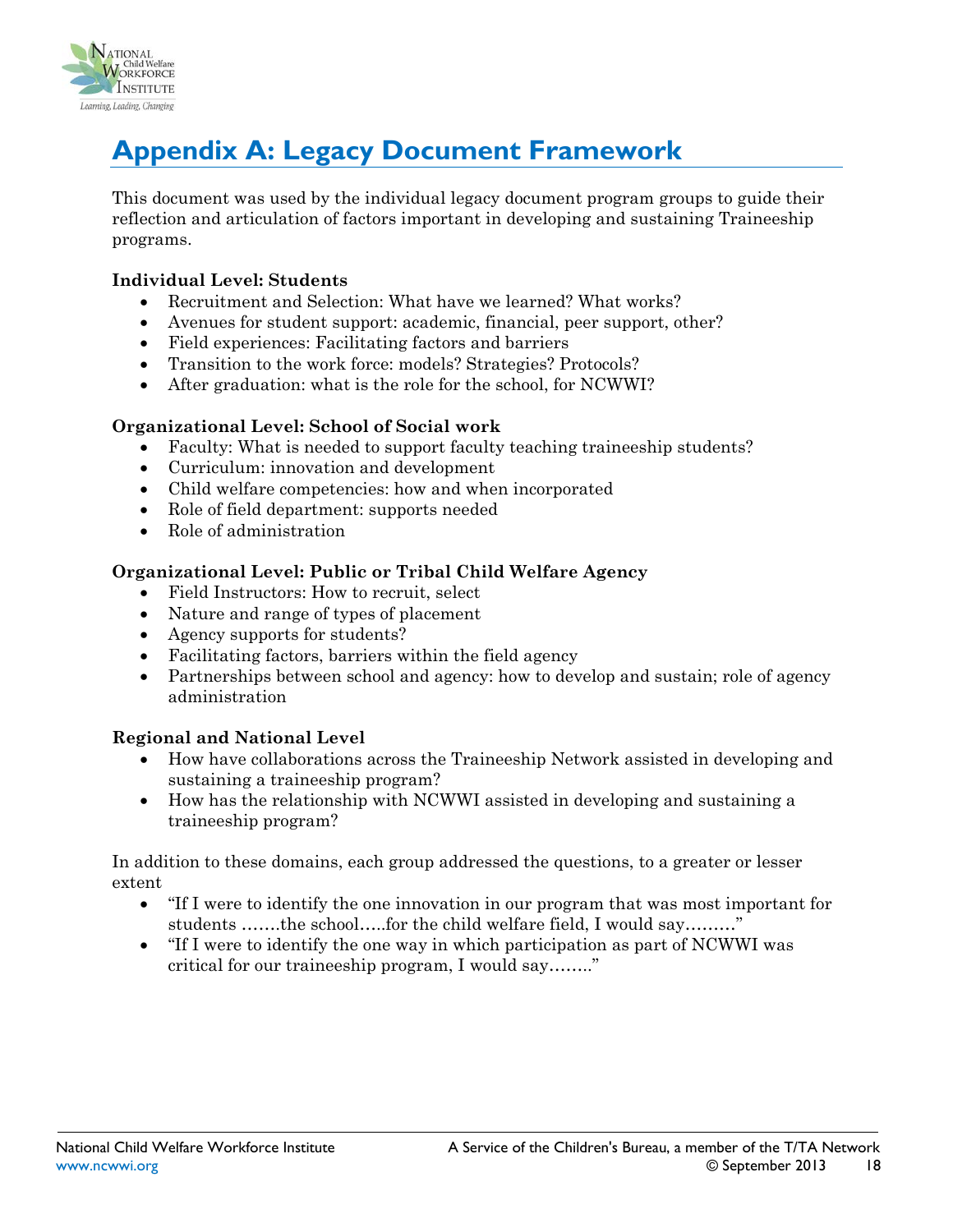# Appendix A: Legacy Document Framework

This document was used by the individual legacy document program groups to guide their reflection and articulation of factors important in developing and sustaining Traineeship programs.

**Individual Level: Students**

- Recruitment and Selection: What have we learned? What works?
- Avenues for student support: academic, financial, peer support, other?
- Field experiences: Facilitating factors and barriers
- Transition to the work force: models? Strategies? Protocols?
- After graduation: what is the role for the school, for NCWWI?

**Organizational Level: School of Social work**

- Faculty: What is needed to support faculty teaching traineeship students?
- Curriculum: innovation and development
- Child welfare competencies: how and when incorporated
- Role of field department: supports needed
- Role of administration

**Organizational Level: Public or Tribal Child Welfare Agency**

- Field Instructors: How to recruit, select
- Nature and range of types of placement
- Agency supports for students?
- Facilitating factors, barriers within the field agency
- Partnerships between school and agency: how to develop and sustain; role of agency administration

**Regional and National Level**

- How have collaborations across the Traineeship Network assisted in developing and sustaining a traineeship program?
- How has the relationship with NCWWI assisted in developing and sustaining a traineeship program?

In addition to these domains, each group addressed the questions, to a greater or lesser extent

- "If I were to identify the one innovation in our program that was most important for students …….the school…..for the child welfare field, I would say………"
- "If I were to identify the one way in which participation as part of NCWWI was critical for our traineeship program, I would say…….."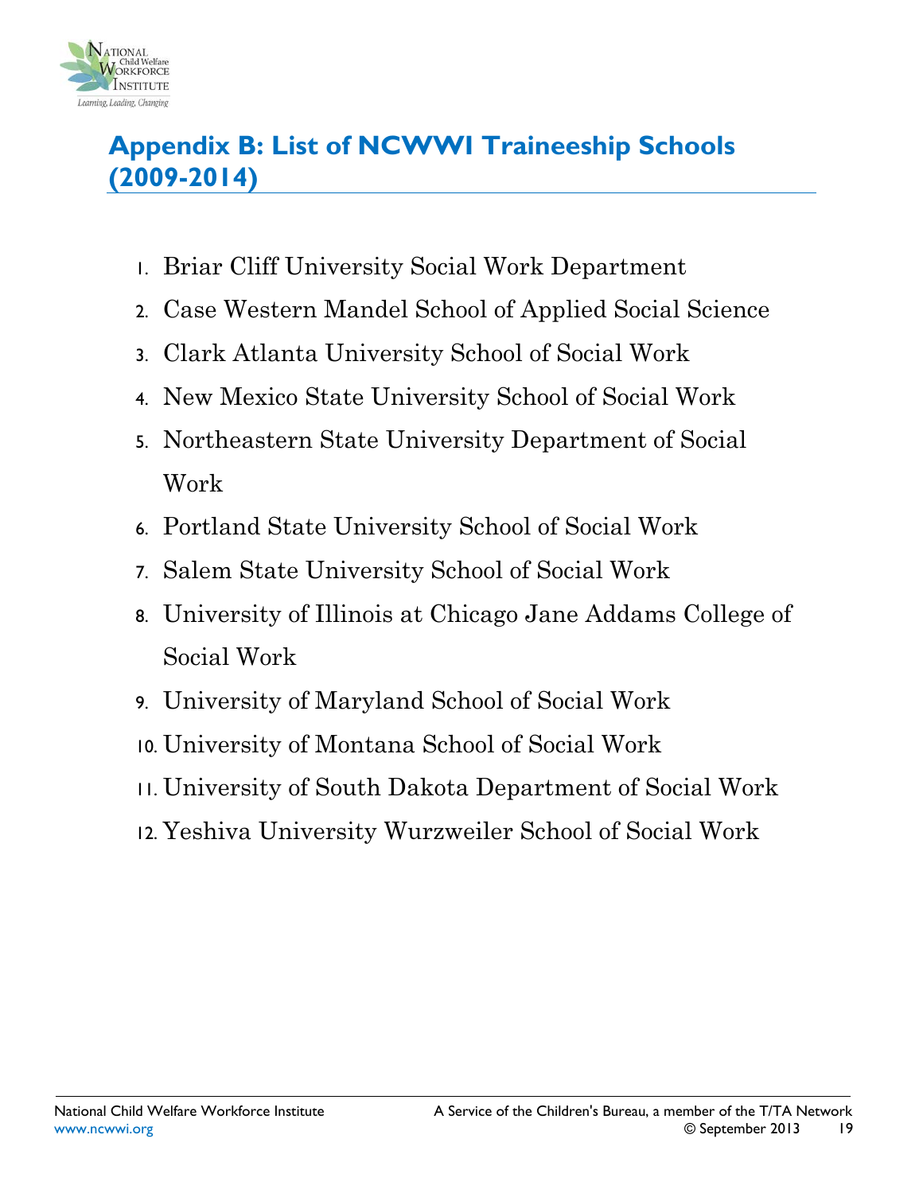## Appendix B: List of NCWWI Traineeship Schools (2009-2014)

1. Briar Cliff University Social Work Department
2. Case Western Mandel School of Applied Social Science
3. Clark Atlanta University School of Social Work
4. New Mexico State University School of Social Work
5. Northeastern State University Department of Social Work
6. Portland State University School of Social Work
7. Salem State University School of Social Work
8. University of Illinois at Chicago Jane Addams College of Social Work
9. University of Maryland School of Social Work
10. University of Montana School of Social Work
11. University of South Dakota Department of Social Work
12. Yeshiva University Wurzweiler School of Social Work